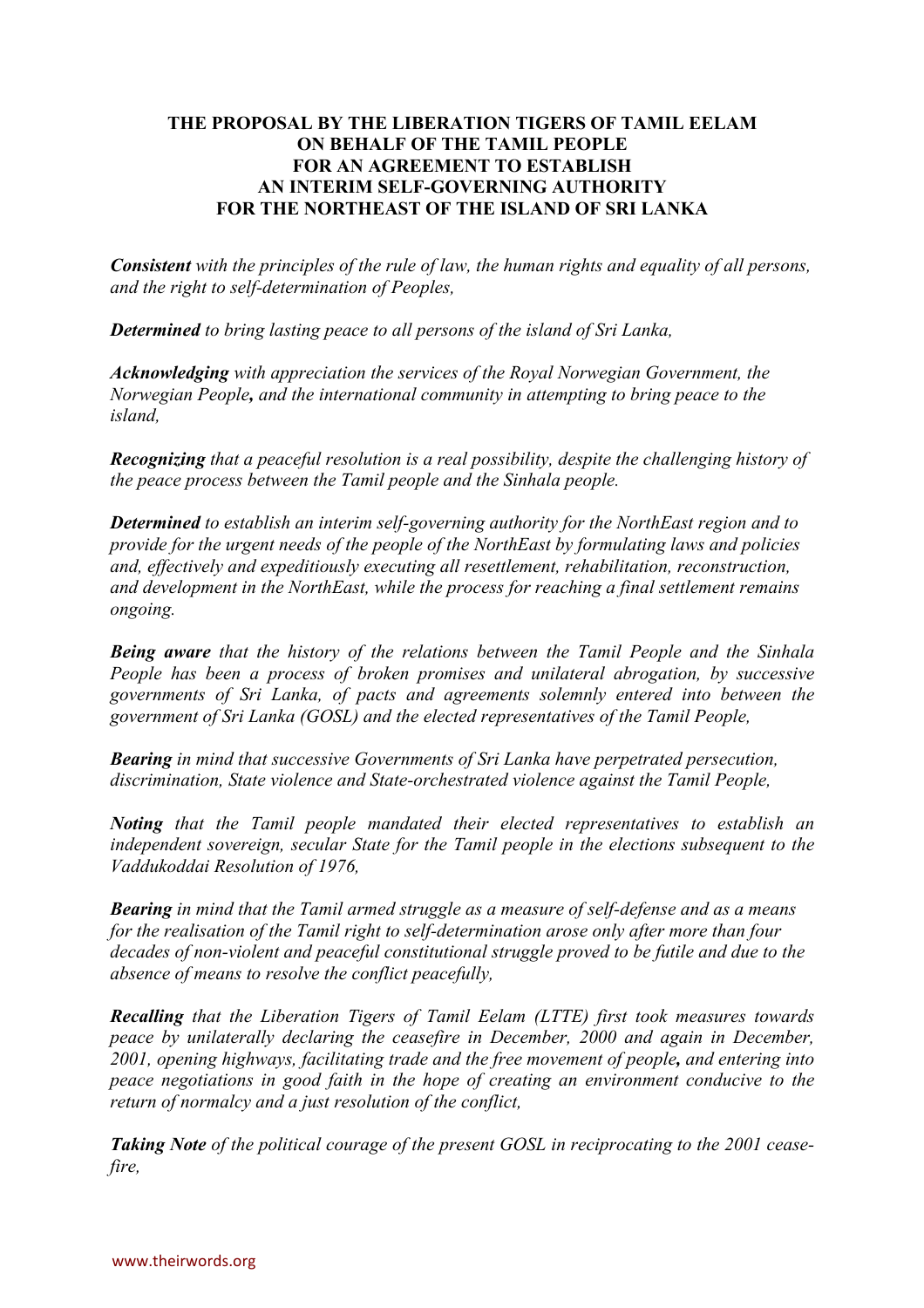# THE PROPOSAL BY THE LIBERATION TIGERS OF TAMIL EELAM ON BEHALF OF THE TAMIL PEOPLE FOR AN AGREEMENT TO ESTABLISH AN INTERIM SELF-GOVERNING AUTHORITY FOR THE NORTHEAST OF THE ISLAND OF SRI LANKA

***Consistent*** *with the principles of the rule of law, the human rights and equality of all persons, and the right to self-determination of Peoples,*

***Determined*** *to bring lasting peace to all persons of the island of Sri Lanka,*

***Acknowledging*** *with appreciation the services of the Royal Norwegian Government, the Norwegian People**,** and the international community in attempting to bring peace to the island,*

***Recognizing*** *that a peaceful resolution is a real possibility, despite the challenging history of the peace process between the Tamil people and the Sinhala people.*

***Determined*** *to establish an interim self-governing authority for the NorthEast region and to provide for the urgent needs of the people of the NorthEast by formulating laws and policies and, effectively and expeditiously executing all resettlement, rehabilitation, reconstruction, and development in the NorthEast, while the process for reaching a final settlement remains ongoing.*

***Being aware*** *that the history of the relations between the Tamil People and the Sinhala People has been a process of broken promises and unilateral abrogation, by successive governments of Sri Lanka, of pacts and agreements solemnly entered into between the government of Sri Lanka (GOSL) and the elected representatives of the Tamil People,*

***Bearing*** *in mind that successive Governments of Sri Lanka have perpetrated persecution, discrimination, State violence and State-orchestrated violence against the Tamil People,*

***Noting*** *that the Tamil people mandated their elected representatives to establish an independent sovereign, secular State for the Tamil people in the elections subsequent to the Vaddukoddai Resolution of 1976,*

***Bearing*** *in mind that the Tamil armed struggle as a measure of self-defense and as a means for the realisation of the Tamil right to self-determination arose only after more than four decades of non-violent and peaceful constitutional struggle proved to be futile and due to the absence of means to resolve the conflict peacefully,*

***Recalling*** *that the Liberation Tigers of Tamil Eelam (LTTE) first took measures towards peace by unilaterally declaring the ceasefire in December, 2000 and again in December, 2001, opening highways, facilitating trade and the free movement of people**,** and entering into peace negotiations in good faith in the hope of creating an environment conducive to the return of normalcy and a just resolution of the conflict,*

***Taking Note*** *of the political courage of the present GOSL in reciprocating to the 2001 cease-fire,*

www.theirwords.org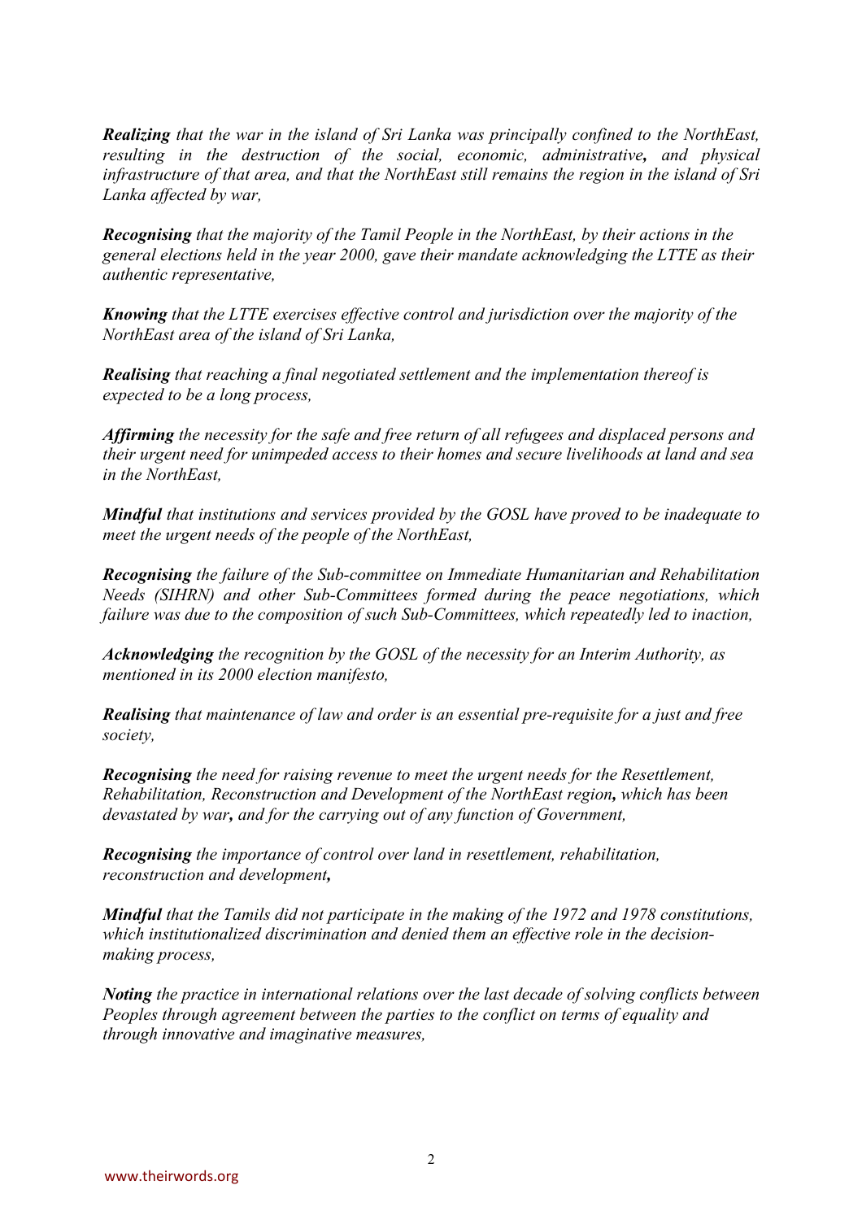***Realizing*** *that the war in the island of Sri Lanka was principally confined to the NorthEast, resulting in the destruction of the social, economic, administrative****,*** *and physical infrastructure of that area, and that the NorthEast still remains the region in the island of Sri Lanka affected by war,*

***Recognising*** *that the majority of the Tamil People in the NorthEast, by their actions in the general elections held in the year 2000, gave their mandate acknowledging the LTTE as their authentic representative,*

***Knowing*** *that the LTTE exercises effective control and jurisdiction over the majority of the NorthEast area of the island of Sri Lanka,*

***Realising*** *that reaching a final negotiated settlement and the implementation thereof is expected to be a long process,*

***Affirming*** *the necessity for the safe and free return of all refugees and displaced persons and their urgent need for unimpeded access to their homes and secure livelihoods at land and sea in the NorthEast,*

***Mindful*** *that institutions and services provided by the GOSL have proved to be inadequate to meet the urgent needs of the people of the NorthEast,*

***Recognising*** *the failure of the Sub-committee on Immediate Humanitarian and Rehabilitation Needs (SIHRN) and other Sub-Committees formed during the peace negotiations, which failure was due to the composition of such Sub-Committees, which repeatedly led to inaction,*

***Acknowledging*** *the recognition by the GOSL of the necessity for an Interim Authority, as mentioned in its 2000 election manifesto,*

***Realising*** *that maintenance of law and order is an essential pre-requisite for a just and free society,*

***Recognising*** *the need for raising revenue to meet the urgent needs for the Resettlement, Rehabilitation, Reconstruction and Development of the NorthEast region****,*** *which has been devastated by war****,*** *and for the carrying out of any function of Government,*

***Recognising*** *the importance of control over land in resettlement, rehabilitation, reconstruction and development****,***

***Mindful*** *that the Tamils did not participate in the making of the 1972 and 1978 constitutions, which institutionalized discrimination and denied them an effective role in the decision-making process,*

***Noting*** *the practice in international relations over the last decade of solving conflicts between Peoples through agreement between the parties to the conflict on terms of equality and through innovative and imaginative measures,*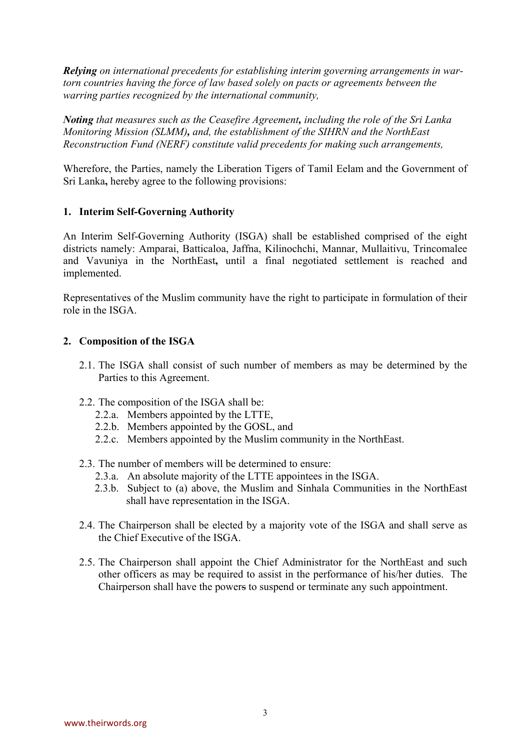***Relying*** *on international precedents for establishing interim governing arrangements in war-torn countries having the force of law based solely on pacts or agreements between the warring parties recognized by the international community,*

***Noting*** *that measures such as the Ceasefire Agreement**,** including the role of the Sri Lanka Monitoring Mission (SLMM)**,** and, the establishment of the SIHRN and the NorthEast Reconstruction Fund (NERF) constitute valid precedents for making such arrangements,*

Wherefore, the Parties, namely the Liberation Tigers of Tamil Eelam and the Government of Sri Lanka**,** hereby agree to the following provisions:

**1. Interim Self-Governing Authority**

An Interim Self-Governing Authority (ISGA) shall be established comprised of the eight districts namely: Amparai, Batticaloa, Jaffna, Kilinochchi, Mannar, Mullaitivu, Trincomalee and Vavuniya in the NorthEast**,** until a final negotiated settlement is reached and implemented.

Representatives of the Muslim community have the right to participate in formulation of their role in the ISGA.

**2. Composition of the ISGA**

2.1. The ISGA shall consist of such number of members as may be determined by the Parties to this Agreement.

2.2. The composition of the ISGA shall be:
- 2.2.a. Members appointed by the LTTE,
- 2.2.b. Members appointed by the GOSL, and
- 2.2.c. Members appointed by the Muslim community in the NorthEast.

2.3. The number of members will be determined to ensure:
- 2.3.a. An absolute majority of the LTTE appointees in the ISGA.
- 2.3.b. Subject to (a) above, the Muslim and Sinhala Communities in the NorthEast shall have representation in the ISGA.

2.4. The Chairperson shall be elected by a majority vote of the ISGA and shall serve as the Chief Executive of the ISGA.

2.5. The Chairperson shall appoint the Chief Administrator for the NorthEast and such other officers as may be required to assist in the performance of his/her duties. The Chairperson shall have the powers to suspend or terminate any such appointment.

www.theirwords.org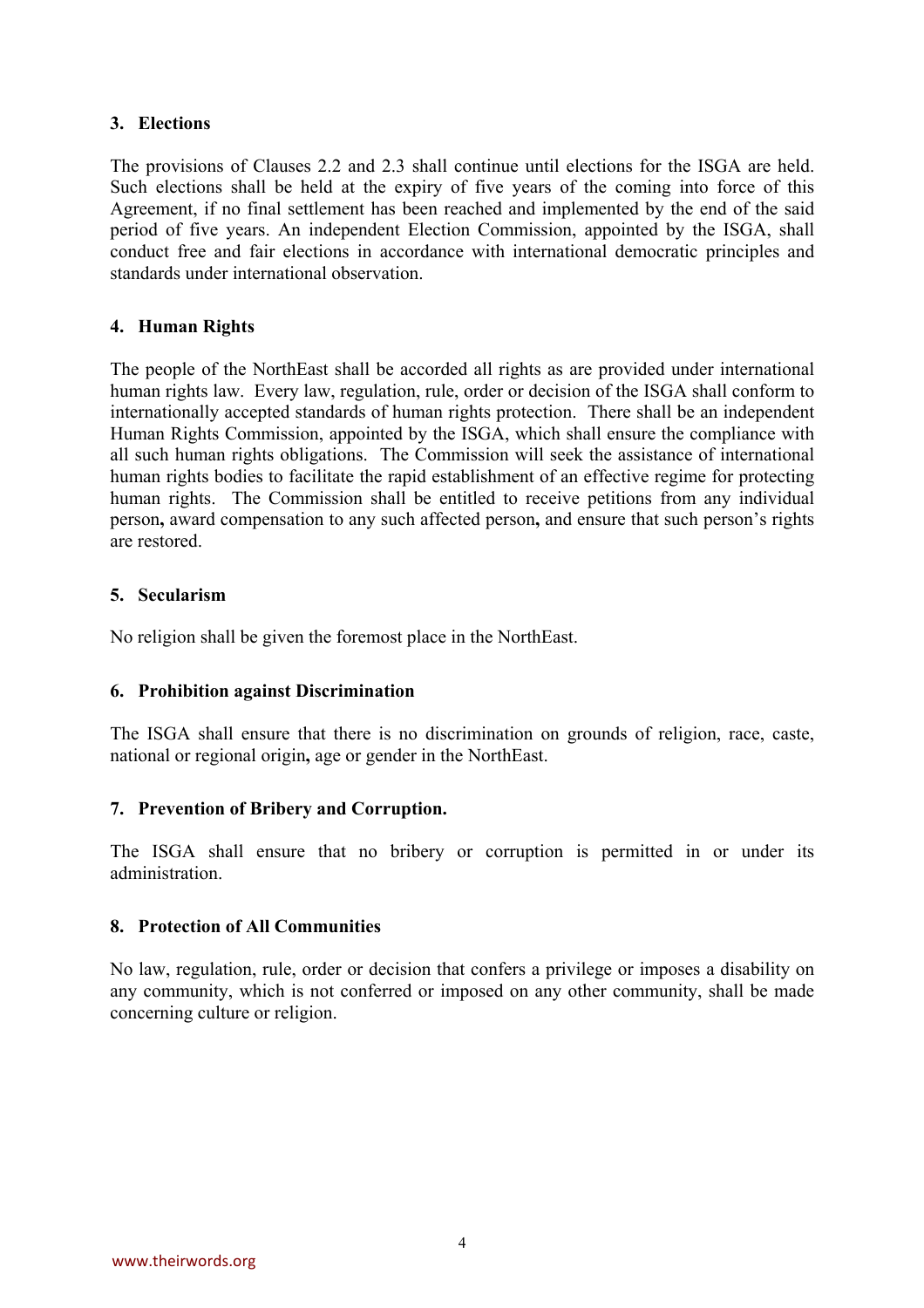### 3. Elections

The provisions of Clauses 2.2 and 2.3 shall continue until elections for the ISGA are held. Such elections shall be held at the expiry of five years of the coming into force of this Agreement, if no final settlement has been reached and implemented by the end of the said period of five years. An independent Election Commission, appointed by the ISGA, shall conduct free and fair elections in accordance with international democratic principles and standards under international observation.

### 4. Human Rights

The people of the NorthEast shall be accorded all rights as are provided under international human rights law. Every law, regulation, rule, order or decision of the ISGA shall conform to internationally accepted standards of human rights protection. There shall be an independent Human Rights Commission, appointed by the ISGA, which shall ensure the compliance with all such human rights obligations. The Commission will seek the assistance of international human rights bodies to facilitate the rapid establishment of an effective regime for protecting human rights. The Commission shall be entitled to receive petitions from any individual person**,** award compensation to any such affected person**,** and ensure that such person's rights are restored.

### 5. Secularism

No religion shall be given the foremost place in the NorthEast.

### 6. Prohibition against Discrimination

The ISGA shall ensure that there is no discrimination on grounds of religion, race, caste, national or regional origin**,** age or gender in the NorthEast.

### 7. Prevention of Bribery and Corruption.

The ISGA shall ensure that no bribery or corruption is permitted in or under its administration.

### 8. Protection of All Communities

No law, regulation, rule, order or decision that confers a privilege or imposes a disability on any community, which is not conferred or imposed on any other community, shall be made concerning culture or religion.

www.theirwords.org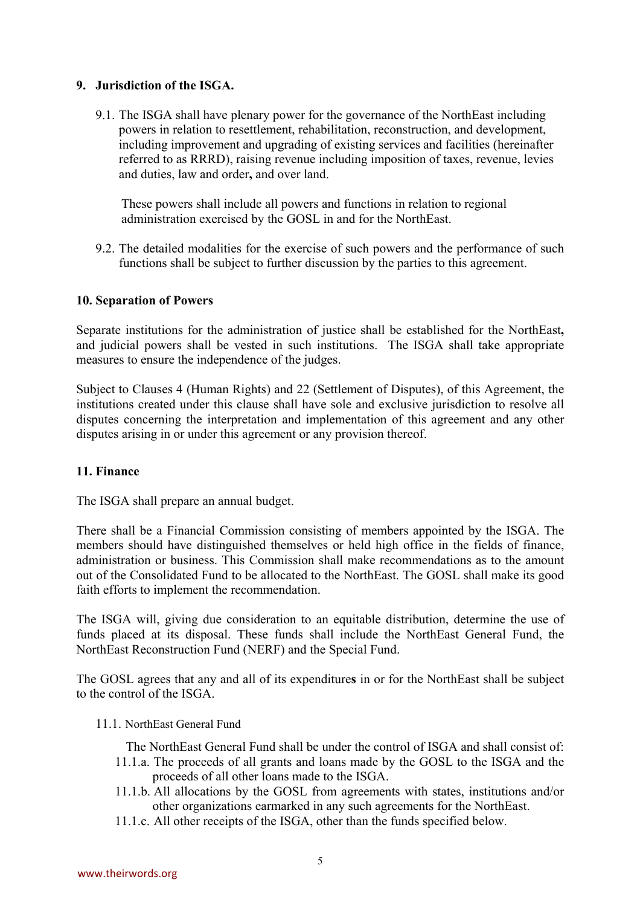## 9. Jurisdiction of the ISGA.

9.1. The ISGA shall have plenary power for the governance of the NorthEast including powers in relation to resettlement, rehabilitation, reconstruction, and development, including improvement and upgrading of existing services and facilities (hereinafter referred to as RRRD), raising revenue including imposition of taxes, revenue, levies and duties, law and order**,** and over land.

These powers shall include all powers and functions in relation to regional administration exercised by the GOSL in and for the NorthEast.

9.2. The detailed modalities for the exercise of such powers and the performance of such functions shall be subject to further discussion by the parties to this agreement.

## 10. Separation of Powers

Separate institutions for the administration of justice shall be established for the NorthEast**,** and judicial powers shall be vested in such institutions. The ISGA shall take appropriate measures to ensure the independence of the judges.

Subject to Clauses 4 (Human Rights) and 22 (Settlement of Disputes), of this Agreement, the institutions created under this clause shall have sole and exclusive jurisdiction to resolve all disputes concerning the interpretation and implementation of this agreement and any other disputes arising in or under this agreement or any provision thereof.

## 11. Finance

The ISGA shall prepare an annual budget.

There shall be a Financial Commission consisting of members appointed by the ISGA. The members should have distinguished themselves or held high office in the fields of finance, administration or business. This Commission shall make recommendations as to the amount out of the Consolidated Fund to be allocated to the NorthEast. The GOSL shall make its good faith efforts to implement the recommendation.

The ISGA will, giving due consideration to an equitable distribution, determine the use of funds placed at its disposal. These funds shall include the NorthEast General Fund, the NorthEast Reconstruction Fund (NERF) and the Special Fund.

The GOSL agrees that any and all of its expenditure**s** in or for the NorthEast shall be subject to the control of the ISGA.

11.1. NorthEast General Fund

The NorthEast General Fund shall be under the control of ISGA and shall consist of:

11.1.a. The proceeds of all grants and loans made by the GOSL to the ISGA and the proceeds of all other loans made to the ISGA.

11.1.b. All allocations by the GOSL from agreements with states, institutions and/or other organizations earmarked in any such agreements for the NorthEast.

11.1.c. All other receipts of the ISGA, other than the funds specified below.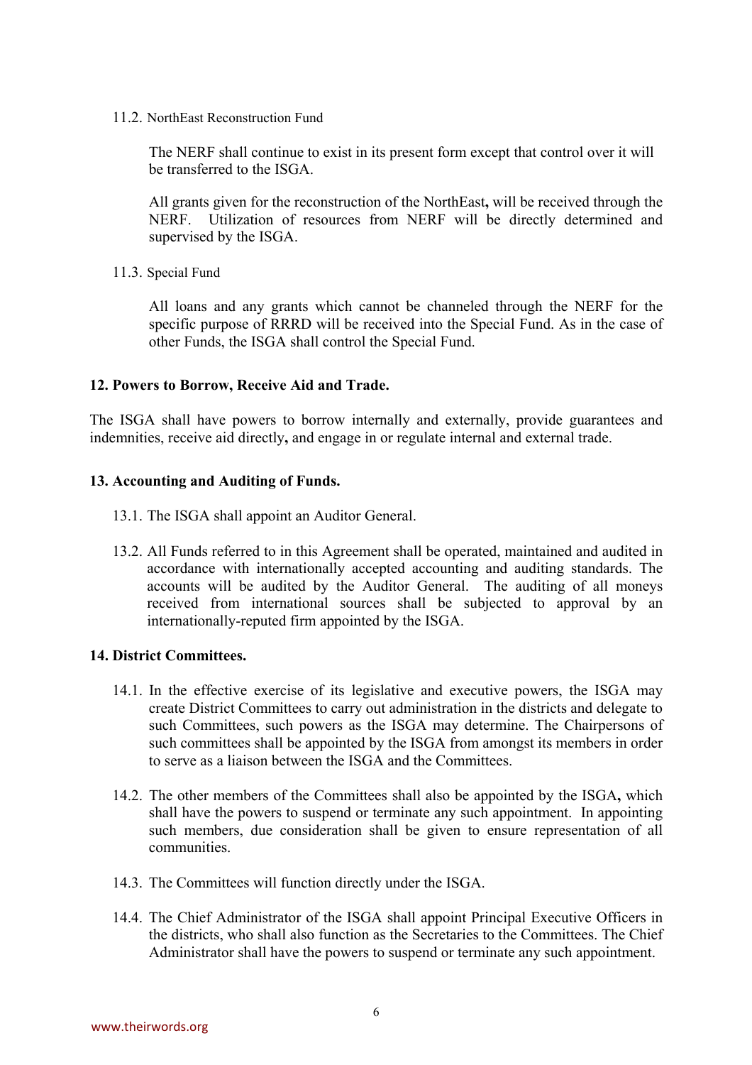11.2. NorthEast Reconstruction Fund

The NERF shall continue to exist in its present form except that control over it will be transferred to the ISGA.

All grants given for the reconstruction of the NorthEast**,** will be received through the NERF. Utilization of resources from NERF will be directly determined and supervised by the ISGA.

11.3. Special Fund

All loans and any grants which cannot be channeled through the NERF for the specific purpose of RRRD will be received into the Special Fund. As in the case of other Funds, the ISGA shall control the Special Fund.

**12. Powers to Borrow, Receive Aid and Trade.**

The ISGA shall have powers to borrow internally and externally, provide guarantees and indemnities, receive aid directly**,** and engage in or regulate internal and external trade.

**13. Accounting and Auditing of Funds.**

13.1. The ISGA shall appoint an Auditor General.

13.2. All Funds referred to in this Agreement shall be operated, maintained and audited in accordance with internationally accepted accounting and auditing standards. The accounts will be audited by the Auditor General. The auditing of all moneys received from international sources shall be subjected to approval by an internationally-reputed firm appointed by the ISGA.

**14. District Committees.**

14.1. In the effective exercise of its legislative and executive powers, the ISGA may create District Committees to carry out administration in the districts and delegate to such Committees, such powers as the ISGA may determine. The Chairpersons of such committees shall be appointed by the ISGA from amongst its members in order to serve as a liaison between the ISGA and the Committees.

14.2. The other members of the Committees shall also be appointed by the ISGA**,** which shall have the powers to suspend or terminate any such appointment. In appointing such members, due consideration shall be given to ensure representation of all communities.

14.3. The Committees will function directly under the ISGA.

14.4. The Chief Administrator of the ISGA shall appoint Principal Executive Officers in the districts, who shall also function as the Secretaries to the Committees. The Chief Administrator shall have the powers to suspend or terminate any such appointment.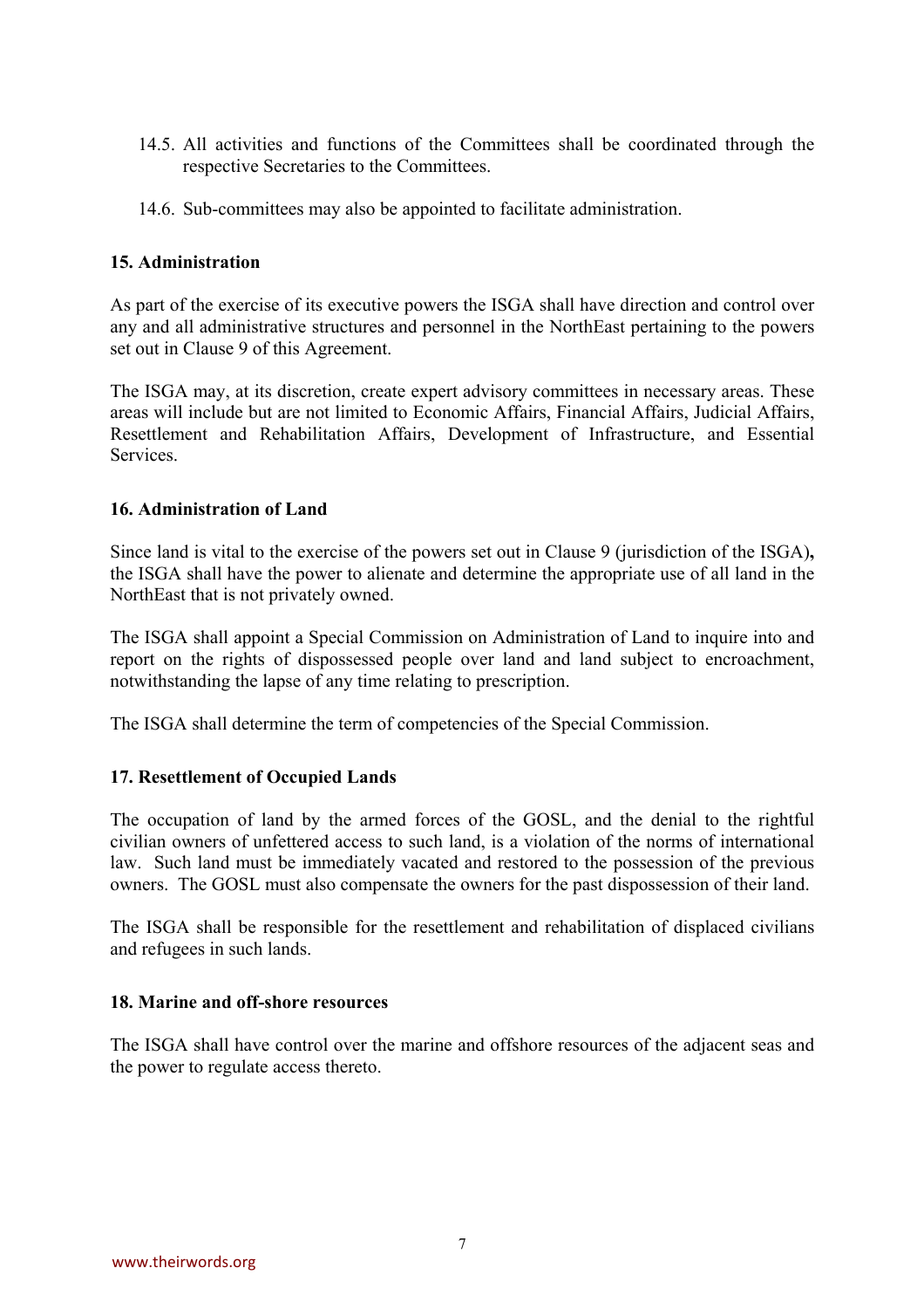14.5. All activities and functions of the Committees shall be coordinated through the respective Secretaries to the Committees.

14.6. Sub-committees may also be appointed to facilitate administration.

**15. Administration**

As part of the exercise of its executive powers the ISGA shall have direction and control over any and all administrative structures and personnel in the NorthEast pertaining to the powers set out in Clause 9 of this Agreement.

The ISGA may, at its discretion, create expert advisory committees in necessary areas. These areas will include but are not limited to Economic Affairs, Financial Affairs, Judicial Affairs, Resettlement and Rehabilitation Affairs, Development of Infrastructure, and Essential Services.

**16. Administration of Land**

Since land is vital to the exercise of the powers set out in Clause 9 (jurisdiction of the ISGA), the ISGA shall have the power to alienate and determine the appropriate use of all land in the NorthEast that is not privately owned.

The ISGA shall appoint a Special Commission on Administration of Land to inquire into and report on the rights of dispossessed people over land and land subject to encroachment, notwithstanding the lapse of any time relating to prescription.

The ISGA shall determine the term of competencies of the Special Commission.

**17. Resettlement of Occupied Lands**

The occupation of land by the armed forces of the GOSL, and the denial to the rightful civilian owners of unfettered access to such land, is a violation of the norms of international law. Such land must be immediately vacated and restored to the possession of the previous owners. The GOSL must also compensate the owners for the past dispossession of their land.

The ISGA shall be responsible for the resettlement and rehabilitation of displaced civilians and refugees in such lands.

**18. Marine and off-shore resources**

The ISGA shall have control over the marine and offshore resources of the adjacent seas and the power to regulate access thereto.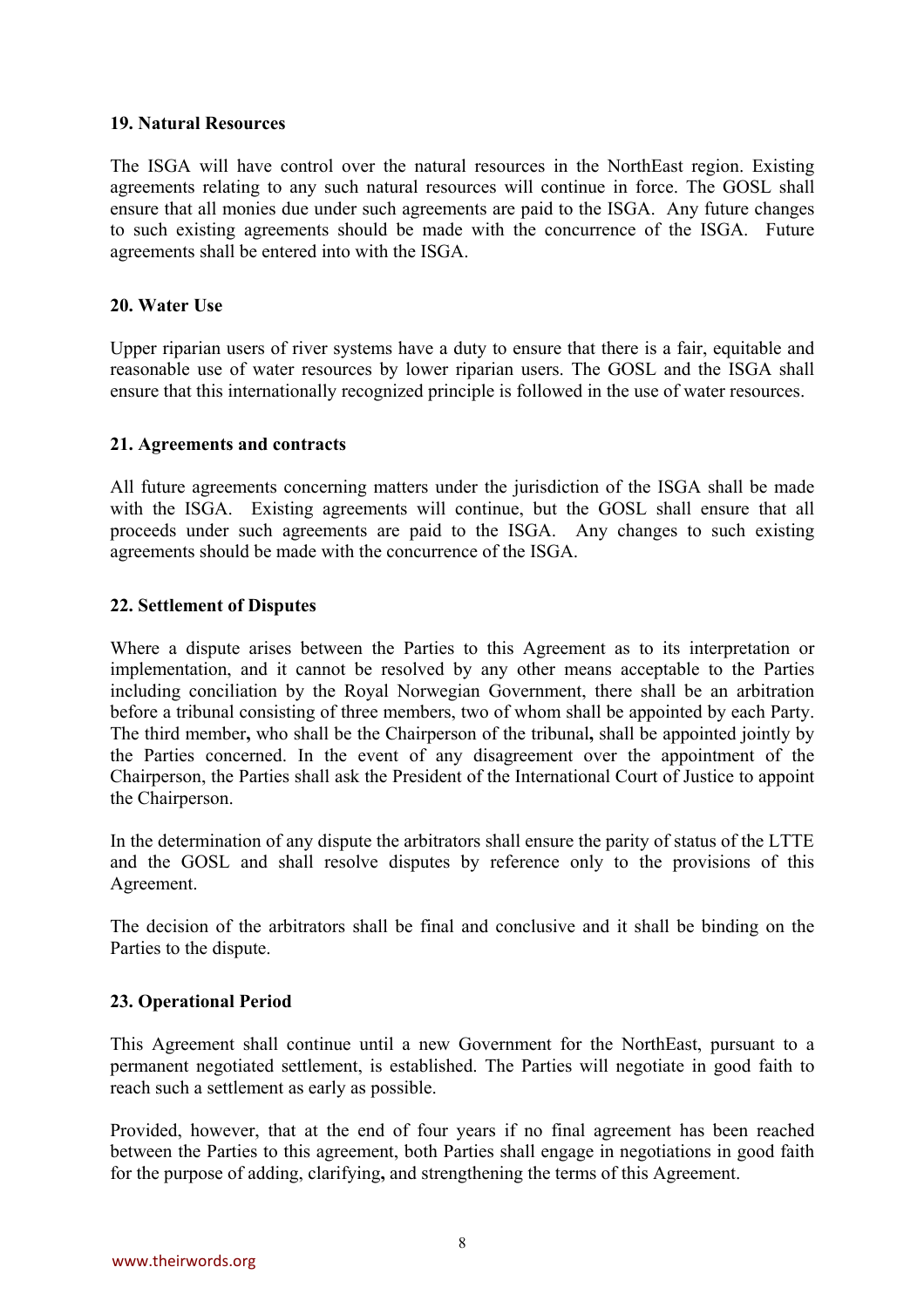## 19. Natural Resources

The ISGA will have control over the natural resources in the NorthEast region. Existing agreements relating to any such natural resources will continue in force. The GOSL shall ensure that all monies due under such agreements are paid to the ISGA. Any future changes to such existing agreements should be made with the concurrence of the ISGA. Future agreements shall be entered into with the ISGA.

## 20. Water Use

Upper riparian users of river systems have a duty to ensure that there is a fair, equitable and reasonable use of water resources by lower riparian users. The GOSL and the ISGA shall ensure that this internationally recognized principle is followed in the use of water resources.

## 21. Agreements and contracts

All future agreements concerning matters under the jurisdiction of the ISGA shall be made with the ISGA. Existing agreements will continue, but the GOSL shall ensure that all proceeds under such agreements are paid to the ISGA. Any changes to such existing agreements should be made with the concurrence of the ISGA.

## 22. Settlement of Disputes

Where a dispute arises between the Parties to this Agreement as to its interpretation or implementation, and it cannot be resolved by any other means acceptable to the Parties including conciliation by the Royal Norwegian Government, there shall be an arbitration before a tribunal consisting of three members, two of whom shall be appointed by each Party. The third member**,** who shall be the Chairperson of the tribunal**,** shall be appointed jointly by the Parties concerned. In the event of any disagreement over the appointment of the Chairperson, the Parties shall ask the President of the International Court of Justice to appoint the Chairperson.

In the determination of any dispute the arbitrators shall ensure the parity of status of the LTTE and the GOSL and shall resolve disputes by reference only to the provisions of this Agreement.

The decision of the arbitrators shall be final and conclusive and it shall be binding on the Parties to the dispute.

## 23. Operational Period

This Agreement shall continue until a new Government for the NorthEast, pursuant to a permanent negotiated settlement, is established. The Parties will negotiate in good faith to reach such a settlement as early as possible.

Provided, however, that at the end of four years if no final agreement has been reached between the Parties to this agreement, both Parties shall engage in negotiations in good faith for the purpose of adding, clarifying**,** and strengthening the terms of this Agreement.